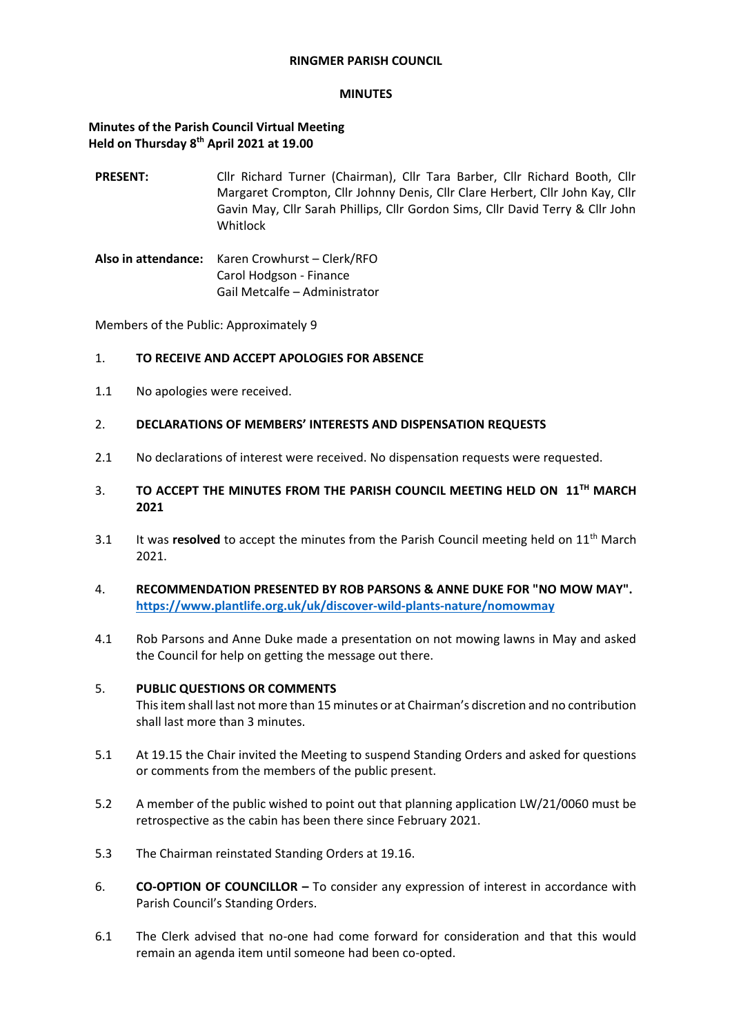**RINGMER PARISH COUNCIL**

**MINUTES**

**Minutes of the Parish Council Virtual Meeting**
**Held on Thursday 8th April 2021 at 19.00**

| | |
|---|---|
| **PRESENT:** | Cllr Richard Turner (Chairman), Cllr Tara Barber, Cllr Richard Booth, Cllr Margaret Crompton, Cllr Johnny Denis, Cllr Clare Herbert, Cllr John Kay, Cllr Gavin May, Cllr Sarah Phillips, Cllr Gordon Sims, Cllr David Terry & Cllr John Whitlock |
| **Also in attendance:** | Karen Crowhurst – Clerk/RFO<br>Carol Hodgson - Finance<br>Gail Metcalfe – Administrator |

Members of the Public: Approximately 9

1. **TO RECEIVE AND ACCEPT APOLOGIES FOR ABSENCE**

1.1 No apologies were received.

2. **DECLARATIONS OF MEMBERS' INTERESTS AND DISPENSATION REQUESTS**

2.1 No declarations of interest were received. No dispensation requests were requested.

3. **TO ACCEPT THE MINUTES FROM THE PARISH COUNCIL MEETING HELD ON 11TH MARCH 2021**

3.1 It was **resolved** to accept the minutes from the Parish Council meeting held on 11th March 2021.

4. **RECOMMENDATION PRESENTED BY ROB PARSONS & ANNE DUKE FOR "NO MOW MAY".** **https://www.plantlife.org.uk/uk/discover-wild-plants-nature/nomowmay**

4.1 Rob Parsons and Anne Duke made a presentation on not mowing lawns in May and asked the Council for help on getting the message out there.

5. **PUBLIC QUESTIONS OR COMMENTS**
This item shall last not more than 15 minutes or at Chairman's discretion and no contribution shall last more than 3 minutes.

5.1 At 19.15 the Chair invited the Meeting to suspend Standing Orders and asked for questions or comments from the members of the public present.

5.2 A member of the public wished to point out that planning application LW/21/0060 must be retrospective as the cabin has been there since February 2021.

5.3 The Chairman reinstated Standing Orders at 19.16.

6. **CO-OPTION OF COUNCILLOR –** To consider any expression of interest in accordance with Parish Council's Standing Orders.

6.1 The Clerk advised that no-one had come forward for consideration and that this would remain an agenda item until someone had been co-opted.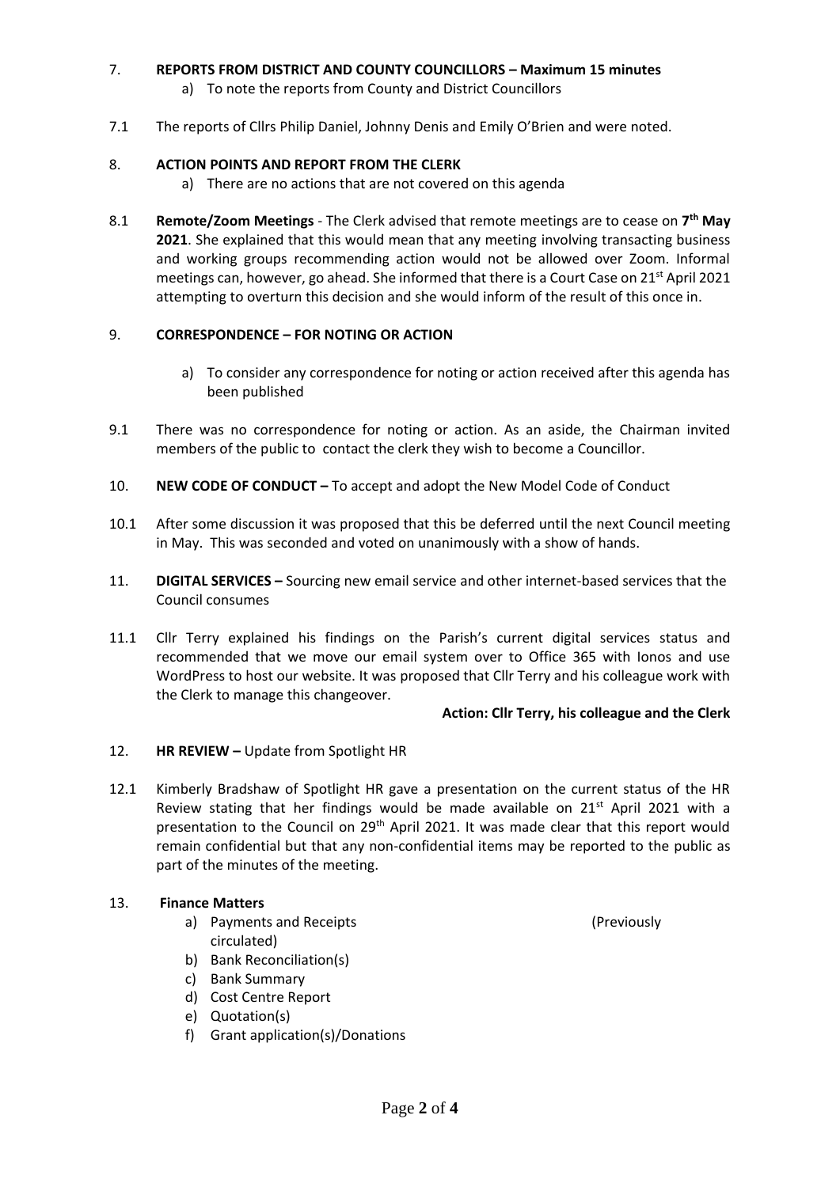7. **REPORTS FROM DISTRICT AND COUNTY COUNCILLORS – Maximum 15 minutes**
    a) To note the reports from County and District Councillors

7.1 The reports of Cllrs Philip Daniel, Johnny Denis and Emily O'Brien and were noted.

8. **ACTION POINTS AND REPORT FROM THE CLERK**
    a) There are no actions that are not covered on this agenda

8.1 **Remote/Zoom Meetings** - The Clerk advised that remote meetings are to cease on **7th May 2021**. She explained that this would mean that any meeting involving transacting business and working groups recommending action would not be allowed over Zoom. Informal meetings can, however, go ahead. She informed that there is a Court Case on 21st April 2021 attempting to overturn this decision and she would inform of the result of this once in.

9. **CORRESPONDENCE – FOR NOTING OR ACTION**

    a) To consider any correspondence for noting or action received after this agenda has been published

9.1 There was no correspondence for noting or action. As an aside, the Chairman invited members of the public to contact the clerk they wish to become a Councillor.

10. **NEW CODE OF CONDUCT –** To accept and adopt the New Model Code of Conduct

10.1 After some discussion it was proposed that this be deferred until the next Council meeting in May. This was seconded and voted on unanimously with a show of hands.

11. **DIGITAL SERVICES –** Sourcing new email service and other internet-based services that the Council consumes

11.1 Cllr Terry explained his findings on the Parish's current digital services status and recommended that we move our email system over to Office 365 with Ionos and use WordPress to host our website. It was proposed that Cllr Terry and his colleague work with the Clerk to manage this changeover.

**Action: Cllr Terry, his colleague and the Clerk**

12. **HR REVIEW –** Update from Spotlight HR

12.1 Kimberly Bradshaw of Spotlight HR gave a presentation on the current status of the HR Review stating that her findings would be made available on 21st April 2021 with a presentation to the Council on 29th April 2021. It was made clear that this report would remain confidential but that any non-confidential items may be reported to the public as part of the minutes of the meeting.

13. **Finance Matters**
    a) Payments and Receipts (Previously circulated)
    b) Bank Reconciliation(s)
    c) Bank Summary
    d) Cost Centre Report
    e) Quotation(s)
    f) Grant application(s)/Donations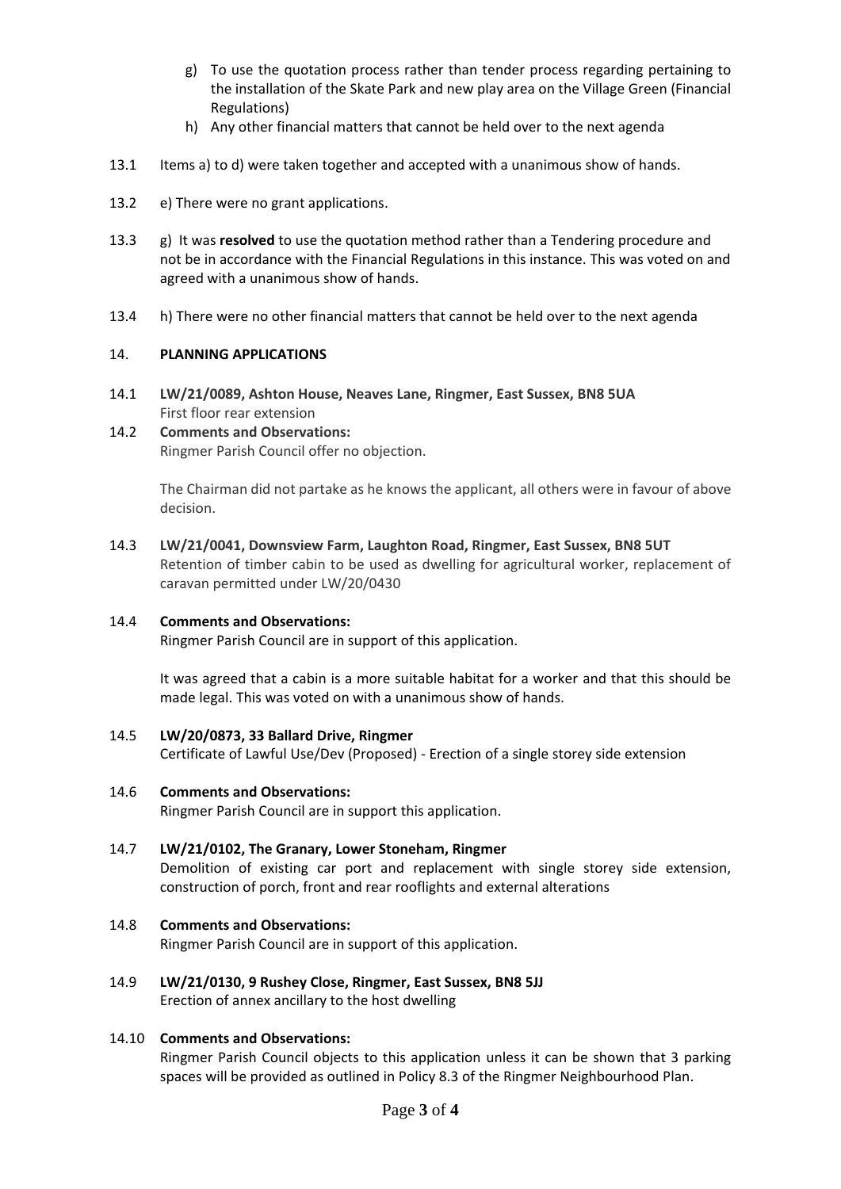g) To use the quotation process rather than tender process regarding pertaining to the installation of the Skate Park and new play area on the Village Green (Financial Regulations)

h) Any other financial matters that cannot be held over to the next agenda

13.1 Items a) to d) were taken together and accepted with a unanimous show of hands.

13.2 e) There were no grant applications.

13.3 g) It was **resolved** to use the quotation method rather than a Tendering procedure and not be in accordance with the Financial Regulations in this instance. This was voted on and agreed with a unanimous show of hands.

13.4 h) There were no other financial matters that cannot be held over to the next agenda

## 14. PLANNING APPLICATIONS

14.1 **LW/21/0089, Ashton House, Neaves Lane, Ringmer, East Sussex, BN8 5UA**
First floor rear extension

14.2 **Comments and Observations:**
Ringmer Parish Council offer no objection.

The Chairman did not partake as he knows the applicant, all others were in favour of above decision.

14.3 **LW/21/0041, Downsview Farm, Laughton Road, Ringmer, East Sussex, BN8 5UT**
Retention of timber cabin to be used as dwelling for agricultural worker, replacement of caravan permitted under LW/20/0430

14.4 **Comments and Observations:**
Ringmer Parish Council are in support of this application.

It was agreed that a cabin is a more suitable habitat for a worker and that this should be made legal. This was voted on with a unanimous show of hands.

14.5 **LW/20/0873, 33 Ballard Drive, Ringmer**
Certificate of Lawful Use/Dev (Proposed) - Erection of a single storey side extension

14.6 **Comments and Observations:**
Ringmer Parish Council are in support this application.

14.7 **LW/21/0102, The Granary, Lower Stoneham, Ringmer**
Demolition of existing car port and replacement with single storey side extension, construction of porch, front and rear rooflights and external alterations

14.8 **Comments and Observations:**
Ringmer Parish Council are in support of this application.

14.9 **LW/21/0130, 9 Rushey Close, Ringmer, East Sussex, BN8 5JJ**
Erection of annex ancillary to the host dwelling

14.10 **Comments and Observations:**
Ringmer Parish Council objects to this application unless it can be shown that 3 parking spaces will be provided as outlined in Policy 8.3 of the Ringmer Neighbourhood Plan.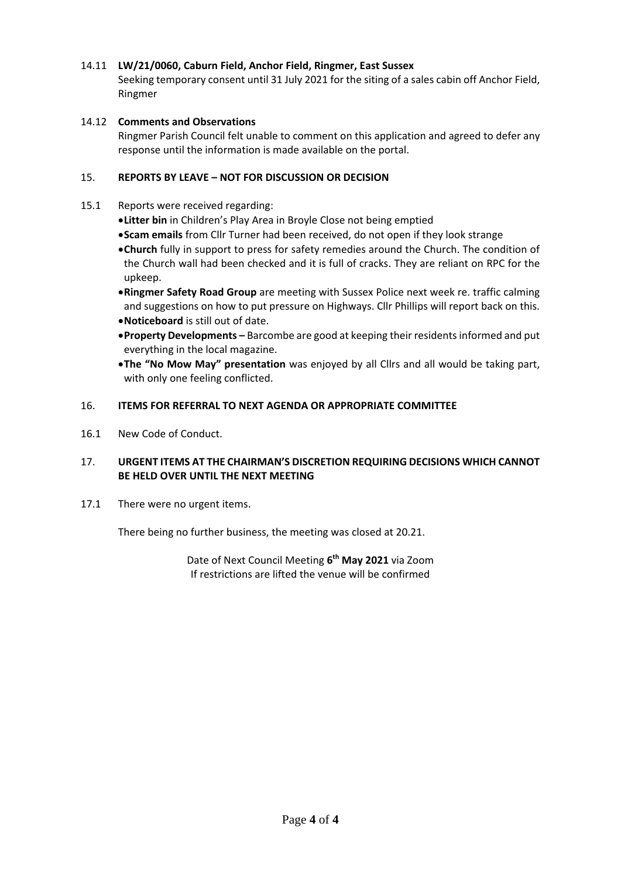14.11 **LW/21/0060, Caburn Field, Anchor Field, Ringmer, East Sussex**
Seeking temporary consent until 31 July 2021 for the siting of a sales cabin off Anchor Field, Ringmer

14.12 **Comments and Observations**
Ringmer Parish Council felt unable to comment on this application and agreed to defer any response until the information is made available on the portal.

## 15. REPORTS BY LEAVE – NOT FOR DISCUSSION OR DECISION

15.1 Reports were received regarding:

- **Litter bin** in Children's Play Area in Broyle Close not being emptied
- **Scam emails** from Cllr Turner had been received, do not open if they look strange
- **Church** fully in support to press for safety remedies around the Church. The condition of the Church wall had been checked and it is full of cracks. They are reliant on RPC for the upkeep.
- **Ringmer Safety Road Group** are meeting with Sussex Police next week re. traffic calming and suggestions on how to put pressure on Highways. Cllr Phillips will report back on this.
- **Noticeboard** is still out of date.
- **Property Developments –** Barcombe are good at keeping their residents informed and put everything in the local magazine.
- **The "No Mow May" presentation** was enjoyed by all Cllrs and all would be taking part, with only one feeling conflicted.

## 16. ITEMS FOR REFERRAL TO NEXT AGENDA OR APPROPRIATE COMMITTEE

16.1 New Code of Conduct.

## 17. URGENT ITEMS AT THE CHAIRMAN'S DISCRETION REQUIRING DECISIONS WHICH CANNOT BE HELD OVER UNTIL THE NEXT MEETING

17.1 There were no urgent items.

There being no further business, the meeting was closed at 20.21.

Date of Next Council Meeting **6th May 2021** via Zoom
If restrictions are lifted the venue will be confirmed